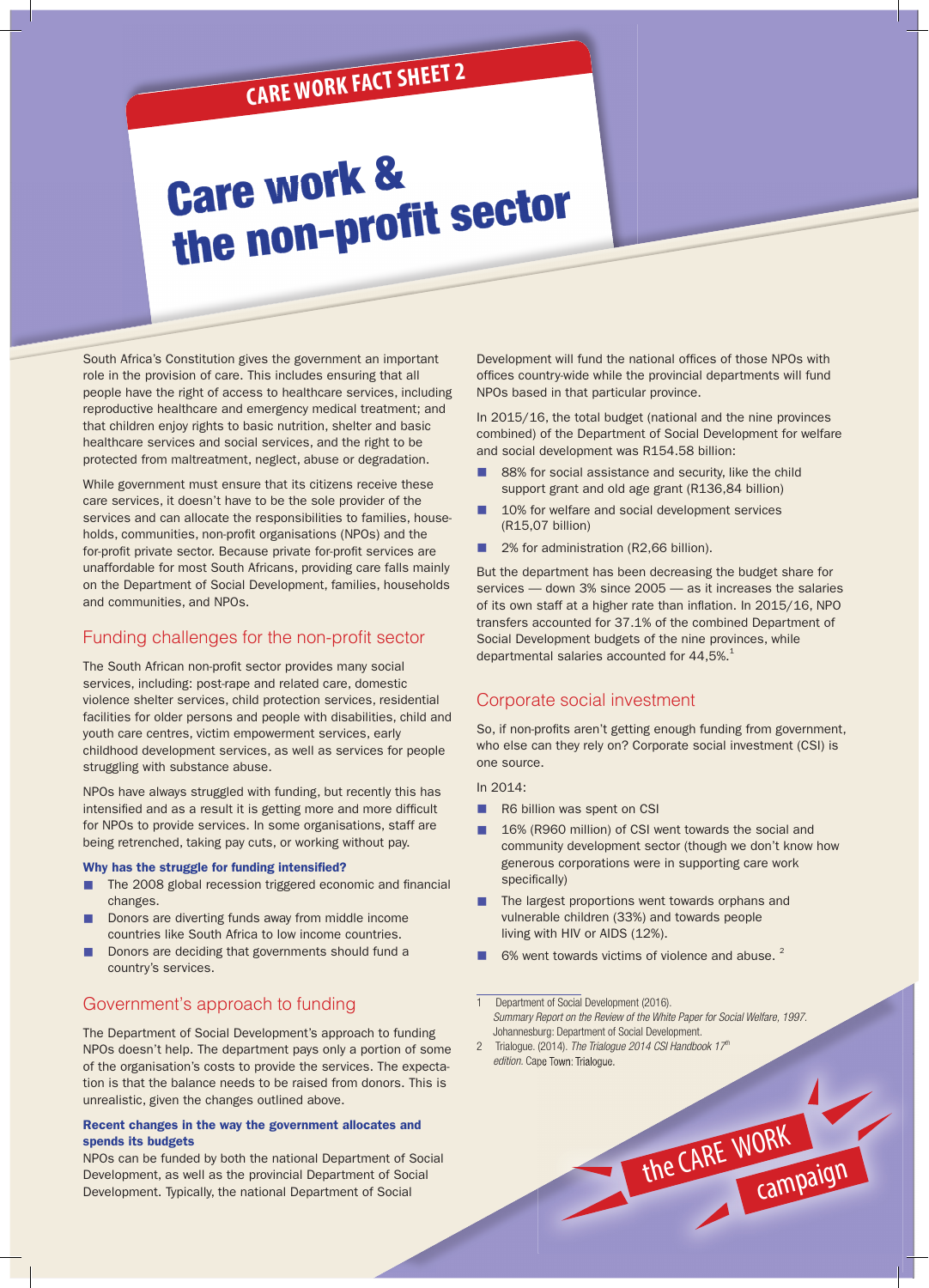CARE WORK FACT SHEET 2

# Care work & the non-profit sector

South Africa's Constitution gives the government an important role in the provision of care. This includes ensuring that all people have the right of access to healthcare services, including reproductive healthcare and emergency medical treatment; and that children enjoy rights to basic nutrition, shelter and basic healthcare services and social services, and the right to be protected from maltreatment, neglect, abuse or degradation.

While government must ensure that its citizens receive these care services, it doesn't have to be the sole provider of the services and can allocate the responsibilities to families, households, communities, non-profit organisations (NPOs) and the for-profit private sector. Because private for-profit services are unaffordable for most South Africans, providing care falls mainly on the Department of Social Development, families, households and communities, and NPOs.

## Funding challenges for the non-profit sector

The South African non-profit sector provides many social services, including: post-rape and related care, domestic violence shelter services, child protection services, residential facilities for older persons and people with disabilities, child and youth care centres, victim empowerment services, early childhood development services, as well as services for people struggling with substance abuse.

NPOs have always struggled with funding, but recently this has intensified and as a result it is getting more and more difficult for NPOs to provide services. In some organisations, staff are being retrenched, taking pay cuts, or working without pay.

### Why has the struggle for funding intensified?

- The 2008 global recession triggered economic and financial changes.
- Donors are diverting funds away from middle income countries like South Africa to low income countries.
- Donors are deciding that governments should fund a country's services.

## Government's approach to funding

The Department of Social Development's approach to funding NPOs doesn't help. The department pays only a portion of some of the organisation's costs to provide the services. The expectation is that the balance needs to be raised from donors. This is unrealistic, given the changes outlined above.

### Recent changes in the way the government allocates and spends its budgets

NPOs can be funded by both the national Department of Social Development, as well as the provincial Department of Social Development. Typically, the national Department of Social Development will fund the national offices of those NPOs with offices country-wide while the provincial departments will fund NPOs based in that particular province.

In 2015/16, the total budget (national and the nine provinces combined) of the Department of Social Development for welfare and social development was R154.58 billion:

- 88% for social assistance and security, like the child support grant and old age grant (R136,84 billion)
- 10% for welfare and social development services (R15,07 billion)
- 2% for administration (R2,66 billion).

But the department has been decreasing the budget share for services — down 3% since 2005 — as it increases the salaries of its own staff at a higher rate than inflation. In 2015/16, NPO transfers accounted for 37.1% of the combined Department of Social Development budgets of the nine provinces, while departmental salaries accounted for 44,5%.[1]

## Corporate social investment

So, if non-profits aren't getting enough funding from government, who else can they rely on? Corporate social investment (CSI) is one source.

In 2014:

- R6 billion was spent on CSI
- 16% (R960 million) of CSI went towards the social and community development sector (though we don't know how generous corporations were in supporting care work specifically)
- The largest proportions went towards orphans and vulnerable children (33%) and towards people living with HIV or AIDS (12%).
- 6% went towards victims of violence and abuse.[2]

---

1 Department of Social Development (2016). *Summary Report on the Review of the White Paper for Social Welfare, 1997.* Johannesburg: Department of Social Development.

2 Trialogue. (2014). *The Trialogue 2014 CSI Handbook 17th edition.* Cape Town: Trialogue.

the CARE WORK campaign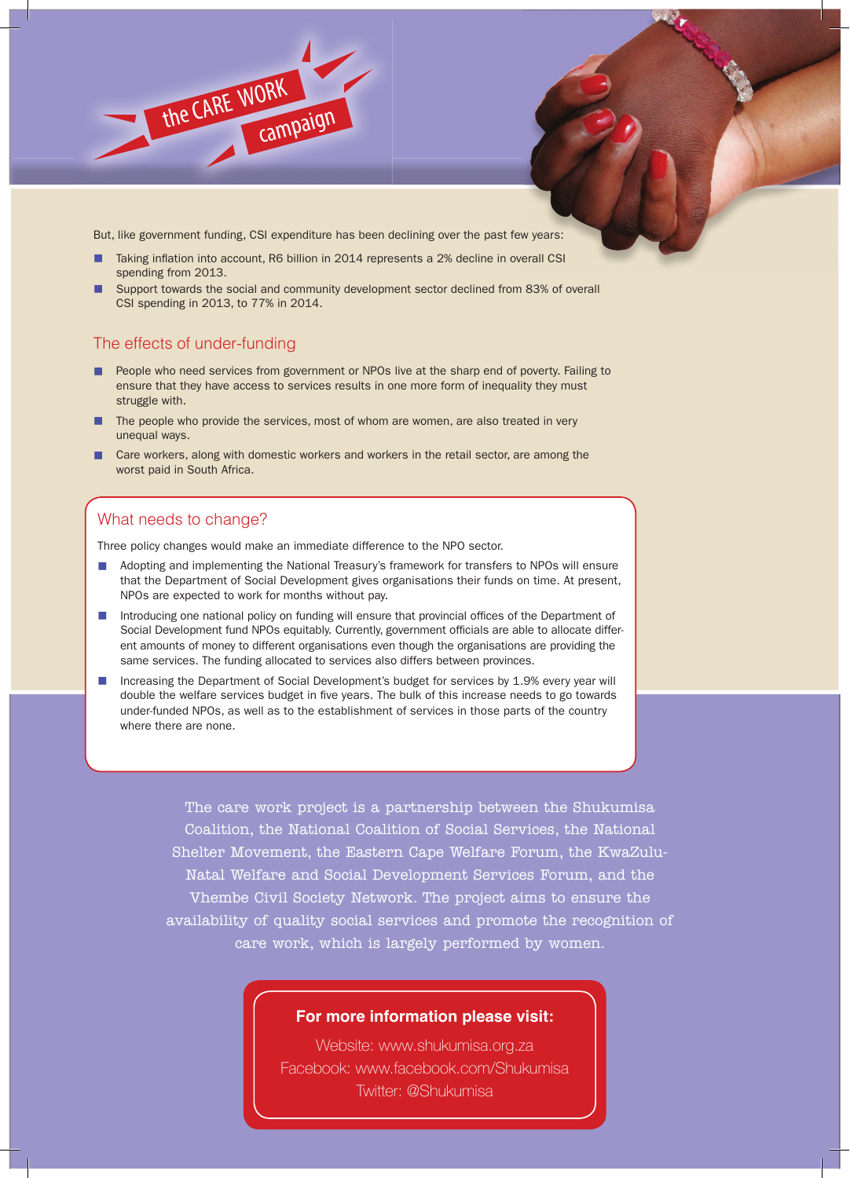the CARE WORK campaign

But, like government funding, CSI expenditure has been declining over the past few years:

- Taking inflation into account, R6 billion in 2014 represents a 2% decline in overall CSI spending from 2013.
- Support towards the social and community development sector declined from 83% of overall CSI spending in 2013, to 77% in 2014.

## The effects of under-funding

- People who need services from government or NPOs live at the sharp end of poverty. Failing to ensure that they have access to services results in one more form of inequality they must struggle with.
- The people who provide the services, most of whom are women, are also treated in very unequal ways.
- Care workers, along with domestic workers and workers in the retail sector, are among the worst paid in South Africa.

## What needs to change?

Three policy changes would make an immediate difference to the NPO sector.

- Adopting and implementing the National Treasury's framework for transfers to NPOs will ensure that the Department of Social Development gives organisations their funds on time. At present, NPOs are expected to work for months without pay.
- Introducing one national policy on funding will ensure that provincial offices of the Department of Social Development fund NPOs equitably. Currently, government officials are able to allocate different amounts of money to different organisations even though the organisations are providing the same services. The funding allocated to services also differs between provinces.
- Increasing the Department of Social Development's budget for services by 1.9% every year will double the welfare services budget in five years. The bulk of this increase needs to go towards under-funded NPOs, as well as to the establishment of services in those parts of the country where there are none.

The care work project is a partnership between the Shukumisa Coalition, the National Coalition of Social Services, the National Shelter Movement, the Eastern Cape Welfare Forum, the KwaZulu-Natal Welfare and Social Development Services Forum, and the Vhembe Civil Society Network. The project aims to ensure the availability of quality social services and promote the recognition of care work, which is largely performed by women.

**For more information please visit:**

Website: www.shukumisa.org.za
Facebook: www.facebook.com/Shukumisa
Twitter: @Shukumisa